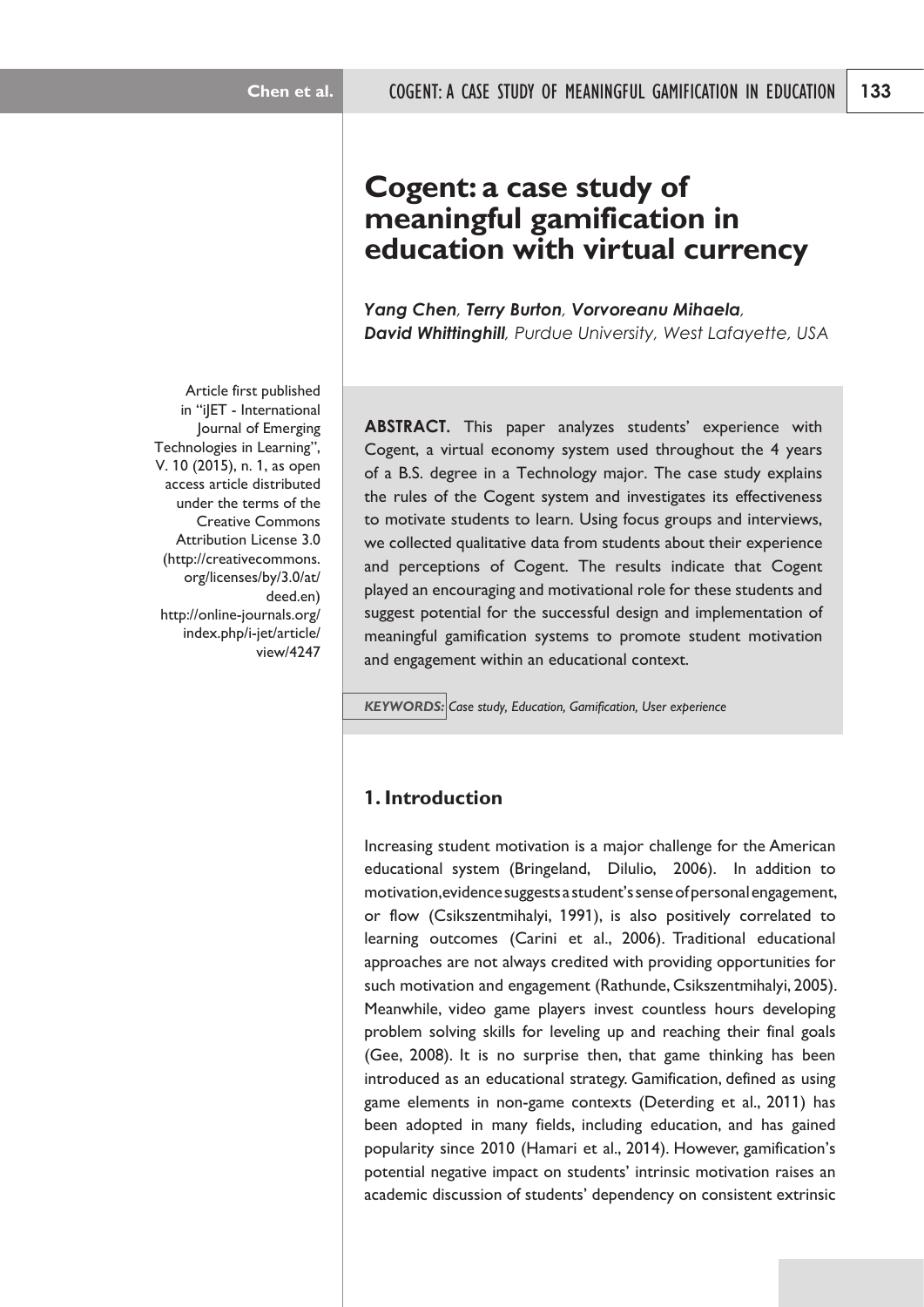# Cogent: a case study of meaningful gamification in education with virtual currency

***Yang Chen**, **Terry Burton**, **Vorvoreanu Mihaela**, **David Whittinghill**, Purdue University, West Lafayette, USA*

Article first published in "iJET - International Journal of Emerging Technologies in Learning", V. 10 (2015), n. 1, as open access article distributed under the terms of the Creative Commons Attribution License 3.0 (http://creativecommons.org/licenses/by/3.0/at/deed.en) http://online-journals.org/index.php/i-jet/article/view/4247

**ABSTRACT.** This paper analyzes students' experience with Cogent, a virtual economy system used throughout the 4 years of a B.S. degree in a Technology major. The case study explains the rules of the Cogent system and investigates its effectiveness to motivate students to learn. Using focus groups and interviews, we collected qualitative data from students about their experience and perceptions of Cogent. The results indicate that Cogent played an encouraging and motivational role for these students and suggest potential for the successful design and implementation of meaningful gamification systems to promote student motivation and engagement within an educational context.

***KEYWORDS:** Case study, Education, Gamification, User experience*

## 1. Introduction

Increasing student motivation is a major challenge for the American educational system (Bringeland, Dilulio, 2006). In addition to motivation, evidence suggests a student's sense of personal engagement, or flow (Csikszentmihalyi, 1991), is also positively correlated to learning outcomes (Carini et al., 2006). Traditional educational approaches are not always credited with providing opportunities for such motivation and engagement (Rathunde, Csikszentmihalyi, 2005). Meanwhile, video game players invest countless hours developing problem solving skills for leveling up and reaching their final goals (Gee, 2008). It is no surprise then, that game thinking has been introduced as an educational strategy. Gamification, defined as using game elements in non-game contexts (Deterding et al., 2011) has been adopted in many fields, including education, and has gained popularity since 2010 (Hamari et al., 2014). However, gamification's potential negative impact on students' intrinsic motivation raises an academic discussion of students' dependency on consistent extrinsic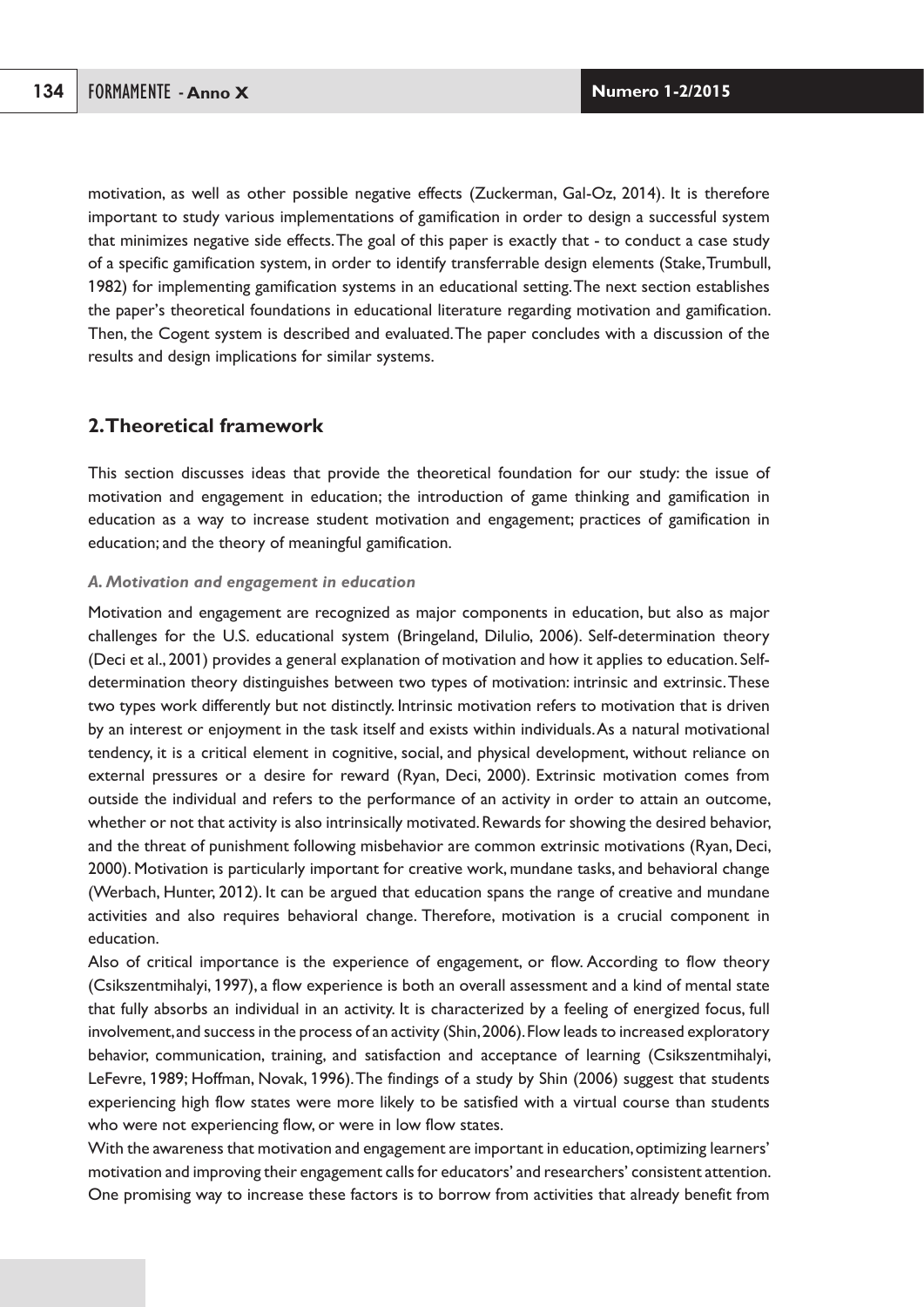motivation, as well as other possible negative effects (Zuckerman, Gal-Oz, 2014). It is therefore important to study various implementations of gamification in order to design a successful system that minimizes negative side effects. The goal of this paper is exactly that - to conduct a case study of a specific gamification system, in order to identify transferrable design elements (Stake, Trumbull, 1982) for implementing gamification systems in an educational setting. The next section establishes the paper's theoretical foundations in educational literature regarding motivation and gamification. Then, the Cogent system is described and evaluated. The paper concludes with a discussion of the results and design implications for similar systems.

## 2. Theoretical framework

This section discusses ideas that provide the theoretical foundation for our study: the issue of motivation and engagement in education; the introduction of game thinking and gamification in education as a way to increase student motivation and engagement; practices of gamification in education; and the theory of meaningful gamification.

### *A. Motivation and engagement in education*

Motivation and engagement are recognized as major components in education, but also as major challenges for the U.S. educational system (Bringeland, Dilulio, 2006). Self-determination theory (Deci et al., 2001) provides a general explanation of motivation and how it applies to education. Self-determination theory distinguishes between two types of motivation: intrinsic and extrinsic. These two types work differently but not distinctly. Intrinsic motivation refers to motivation that is driven by an interest or enjoyment in the task itself and exists within individuals. As a natural motivational tendency, it is a critical element in cognitive, social, and physical development, without reliance on external pressures or a desire for reward (Ryan, Deci, 2000). Extrinsic motivation comes from outside the individual and refers to the performance of an activity in order to attain an outcome, whether or not that activity is also intrinsically motivated. Rewards for showing the desired behavior, and the threat of punishment following misbehavior are common extrinsic motivations (Ryan, Deci, 2000). Motivation is particularly important for creative work, mundane tasks, and behavioral change (Werbach, Hunter, 2012). It can be argued that education spans the range of creative and mundane activities and also requires behavioral change. Therefore, motivation is a crucial component in education.

Also of critical importance is the experience of engagement, or flow. According to flow theory (Csikszentmihalyi, 1997), a flow experience is both an overall assessment and a kind of mental state that fully absorbs an individual in an activity. It is characterized by a feeling of energized focus, full involvement, and success in the process of an activity (Shin, 2006). Flow leads to increased exploratory behavior, communication, training, and satisfaction and acceptance of learning (Csikszentmihalyi, LeFevre, 1989; Hoffman, Novak, 1996). The findings of a study by Shin (2006) suggest that students experiencing high flow states were more likely to be satisfied with a virtual course than students who were not experiencing flow, or were in low flow states.

With the awareness that motivation and engagement are important in education, optimizing learners' motivation and improving their engagement calls for educators' and researchers' consistent attention. One promising way to increase these factors is to borrow from activities that already benefit from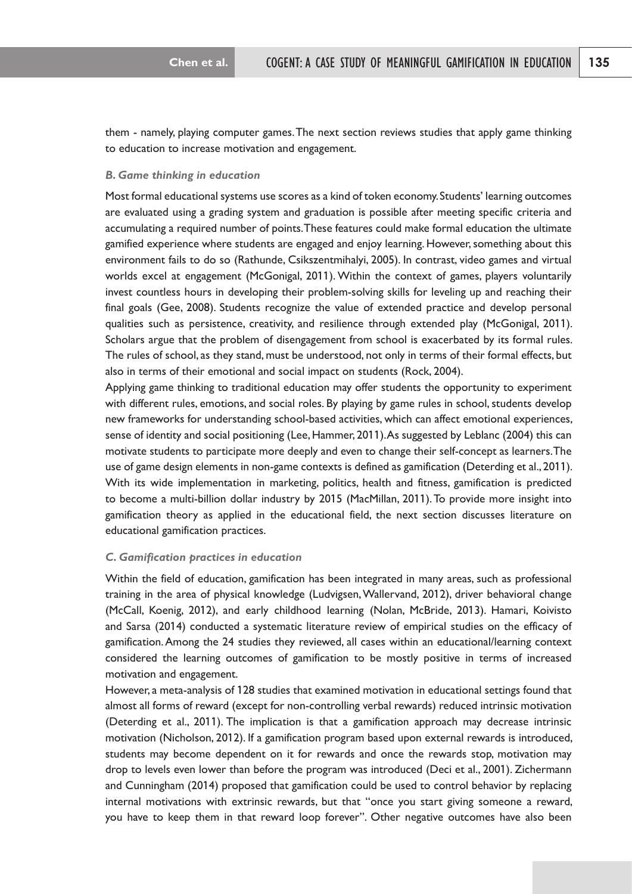them - namely, playing computer games. The next section reviews studies that apply game thinking to education to increase motivation and engagement.

### *B. Game thinking in education*

Most formal educational systems use scores as a kind of token economy. Students' learning outcomes are evaluated using a grading system and graduation is possible after meeting specific criteria and accumulating a required number of points. These features could make formal education the ultimate gamified experience where students are engaged and enjoy learning. However, something about this environment fails to do so (Rathunde, Csikszentmihalyi, 2005). In contrast, video games and virtual worlds excel at engagement (McGonigal, 2011). Within the context of games, players voluntarily invest countless hours in developing their problem-solving skills for leveling up and reaching their final goals (Gee, 2008). Students recognize the value of extended practice and develop personal qualities such as persistence, creativity, and resilience through extended play (McGonigal, 2011). Scholars argue that the problem of disengagement from school is exacerbated by its formal rules. The rules of school, as they stand, must be understood, not only in terms of their formal effects, but also in terms of their emotional and social impact on students (Rock, 2004).

Applying game thinking to traditional education may offer students the opportunity to experiment with different rules, emotions, and social roles. By playing by game rules in school, students develop new frameworks for understanding school-based activities, which can affect emotional experiences, sense of identity and social positioning (Lee, Hammer, 2011). As suggested by Leblanc (2004) this can motivate students to participate more deeply and even to change their self-concept as learners. The use of game design elements in non-game contexts is defined as gamification (Deterding et al., 2011). With its wide implementation in marketing, politics, health and fitness, gamification is predicted to become a multi-billion dollar industry by 2015 (MacMillan, 2011). To provide more insight into gamification theory as applied in the educational field, the next section discusses literature on educational gamification practices.

### *C. Gamification practices in education*

Within the field of education, gamification has been integrated in many areas, such as professional training in the area of physical knowledge (Ludvigsen, Wallervand, 2012), driver behavioral change (McCall, Koenig, 2012), and early childhood learning (Nolan, McBride, 2013). Hamari, Koivisto and Sarsa (2014) conducted a systematic literature review of empirical studies on the efficacy of gamification. Among the 24 studies they reviewed, all cases within an educational/learning context considered the learning outcomes of gamification to be mostly positive in terms of increased motivation and engagement.

However, a meta-analysis of 128 studies that examined motivation in educational settings found that almost all forms of reward (except for non-controlling verbal rewards) reduced intrinsic motivation (Deterding et al., 2011). The implication is that a gamification approach may decrease intrinsic motivation (Nicholson, 2012). If a gamification program based upon external rewards is introduced, students may become dependent on it for rewards and once the rewards stop, motivation may drop to levels even lower than before the program was introduced (Deci et al., 2001). Zichermann and Cunningham (2014) proposed that gamification could be used to control behavior by replacing internal motivations with extrinsic rewards, but that "once you start giving someone a reward, you have to keep them in that reward loop forever". Other negative outcomes have also been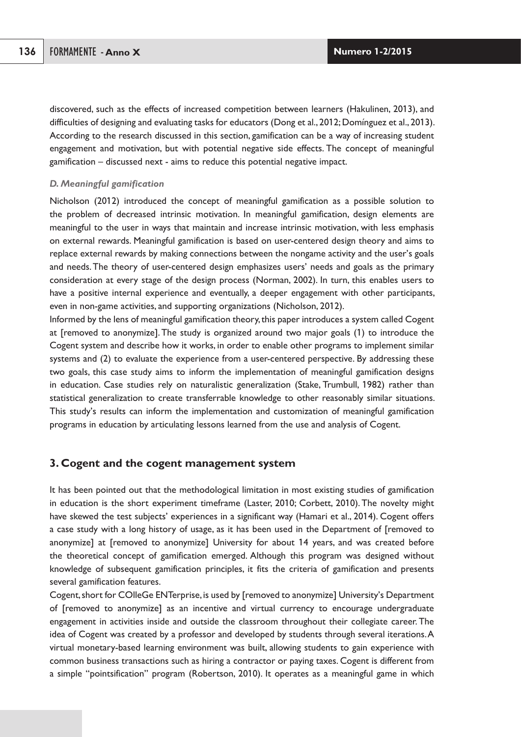discovered, such as the effects of increased competition between learners (Hakulinen, 2013), and difficulties of designing and evaluating tasks for educators (Dong et al., 2012; Domínguez et al., 2013). According to the research discussed in this section, gamification can be a way of increasing student engagement and motivation, but with potential negative side effects. The concept of meaningful gamification – discussed next - aims to reduce this potential negative impact.

### *D. Meaningful gamification*

Nicholson (2012) introduced the concept of meaningful gamification as a possible solution to the problem of decreased intrinsic motivation. In meaningful gamification, design elements are meaningful to the user in ways that maintain and increase intrinsic motivation, with less emphasis on external rewards. Meaningful gamification is based on user-centered design theory and aims to replace external rewards by making connections between the nongame activity and the user's goals and needs. The theory of user-centered design emphasizes users' needs and goals as the primary consideration at every stage of the design process (Norman, 2002). In turn, this enables users to have a positive internal experience and eventually, a deeper engagement with other participants, even in non-game activities, and supporting organizations (Nicholson, 2012).

Informed by the lens of meaningful gamification theory, this paper introduces a system called Cogent at [removed to anonymize]. The study is organized around two major goals (1) to introduce the Cogent system and describe how it works, in order to enable other programs to implement similar systems and (2) to evaluate the experience from a user-centered perspective. By addressing these two goals, this case study aims to inform the implementation of meaningful gamification designs in education. Case studies rely on naturalistic generalization (Stake, Trumbull, 1982) rather than statistical generalization to create transferrable knowledge to other reasonably similar situations. This study's results can inform the implementation and customization of meaningful gamification programs in education by articulating lessons learned from the use and analysis of Cogent.

## 3. Cogent and the cogent management system

It has been pointed out that the methodological limitation in most existing studies of gamification in education is the short experiment timeframe (Laster, 2010; Corbett, 2010). The novelty might have skewed the test subjects' experiences in a significant way (Hamari et al., 2014). Cogent offers a case study with a long history of usage, as it has been used in the Department of [removed to anonymize] at [removed to anonymize] University for about 14 years, and was created before the theoretical concept of gamification emerged. Although this program was designed without knowledge of subsequent gamification principles, it fits the criteria of gamification and presents several gamification features.

Cogent, short for COlleGe ENTerprise, is used by [removed to anonymize] University's Department of [removed to anonymize] as an incentive and virtual currency to encourage undergraduate engagement in activities inside and outside the classroom throughout their collegiate career. The idea of Cogent was created by a professor and developed by students through several iterations. A virtual monetary-based learning environment was built, allowing students to gain experience with common business transactions such as hiring a contractor or paying taxes. Cogent is different from a simple "pointsification" program (Robertson, 2010). It operates as a meaningful game in which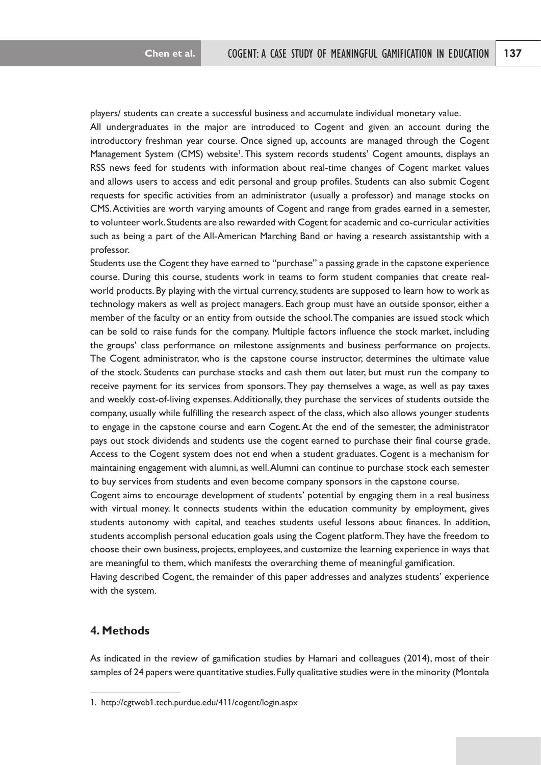players/ students can create a successful business and accumulate individual monetary value.

All undergraduates in the major are introduced to Cogent and given an account during the introductory freshman year course. Once signed up, accounts are managed through the Cogent Management System (CMS) website[1]. This system records students' Cogent amounts, displays an RSS news feed for students with information about real-time changes of Cogent market values and allows users to access and edit personal and group profiles. Students can also submit Cogent requests for specific activities from an administrator (usually a professor) and manage stocks on CMS. Activities are worth varying amounts of Cogent and range from grades earned in a semester, to volunteer work. Students are also rewarded with Cogent for academic and co-curricular activities such as being a part of the All-American Marching Band or having a research assistantship with a professor.

Students use the Cogent they have earned to "purchase" a passing grade in the capstone experience course. During this course, students work in teams to form student companies that create real-world products. By playing with the virtual currency, students are supposed to learn how to work as technology makers as well as project managers. Each group must have an outside sponsor, either a member of the faculty or an entity from outside the school. The companies are issued stock which can be sold to raise funds for the company. Multiple factors influence the stock market, including the groups' class performance on milestone assignments and business performance on projects. The Cogent administrator, who is the capstone course instructor, determines the ultimate value of the stock. Students can purchase stocks and cash them out later, but must run the company to receive payment for its services from sponsors. They pay themselves a wage, as well as pay taxes and weekly cost-of-living expenses. Additionally, they purchase the services of students outside the company, usually while fulfilling the research aspect of the class, which also allows younger students to engage in the capstone course and earn Cogent. At the end of the semester, the administrator pays out stock dividends and students use the cogent earned to purchase their final course grade. Access to the Cogent system does not end when a student graduates. Cogent is a mechanism for maintaining engagement with alumni, as well. Alumni can continue to purchase stock each semester to buy services from students and even become company sponsors in the capstone course.

Cogent aims to encourage development of students' potential by engaging them in a real business with virtual money. It connects students within the education community by employment, gives students autonomy with capital, and teaches students useful lessons about finances. In addition, students accomplish personal education goals using the Cogent platform. They have the freedom to choose their own business, projects, employees, and customize the learning experience in ways that are meaningful to them, which manifests the overarching theme of meaningful gamification.

Having described Cogent, the remainder of this paper addresses and analyzes students' experience with the system.

## 4. Methods

As indicated in the review of gamification studies by Hamari and colleagues (2014), most of their samples of 24 papers were quantitative studies. Fully qualitative studies were in the minority (Montola

---

1. http://cgtweb1.tech.purdue.edu/411/cogent/login.aspx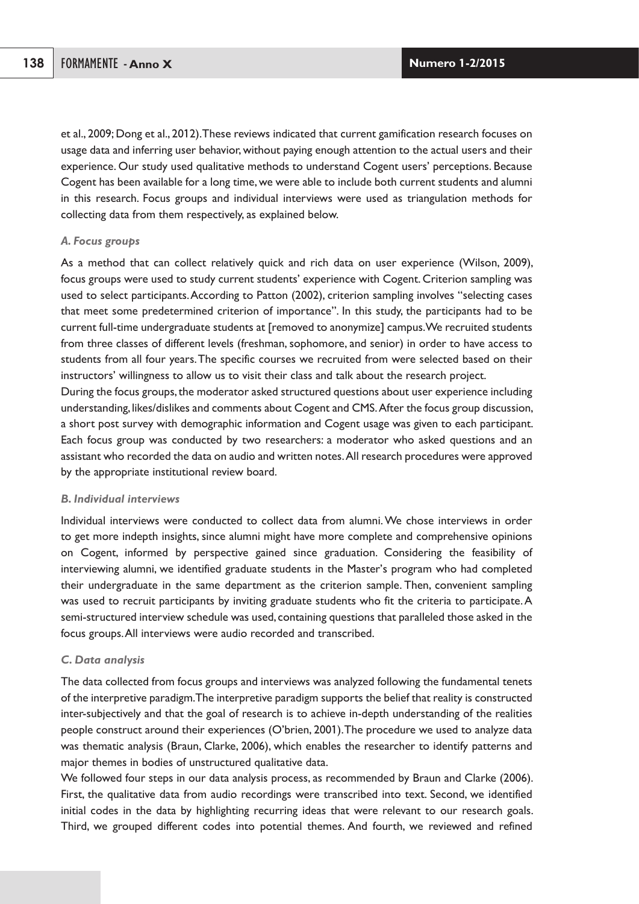et al., 2009; Dong et al., 2012). These reviews indicated that current gamification research focuses on usage data and inferring user behavior, without paying enough attention to the actual users and their experience. Our study used qualitative methods to understand Cogent users' perceptions. Because Cogent has been available for a long time, we were able to include both current students and alumni in this research. Focus groups and individual interviews were used as triangulation methods for collecting data from them respectively, as explained below.

### *A. Focus groups*

As a method that can collect relatively quick and rich data on user experience (Wilson, 2009), focus groups were used to study current students' experience with Cogent. Criterion sampling was used to select participants. According to Patton (2002), criterion sampling involves "selecting cases that meet some predetermined criterion of importance". In this study, the participants had to be current full-time undergraduate students at [removed to anonymize] campus. We recruited students from three classes of different levels (freshman, sophomore, and senior) in order to have access to students from all four years. The specific courses we recruited from were selected based on their instructors' willingness to allow us to visit their class and talk about the research project.

During the focus groups, the moderator asked structured questions about user experience including understanding, likes/dislikes and comments about Cogent and CMS. After the focus group discussion, a short post survey with demographic information and Cogent usage was given to each participant. Each focus group was conducted by two researchers: a moderator who asked questions and an assistant who recorded the data on audio and written notes. All research procedures were approved by the appropriate institutional review board.

### *B. Individual interviews*

Individual interviews were conducted to collect data from alumni. We chose interviews in order to get more indepth insights, since alumni might have more complete and comprehensive opinions on Cogent, informed by perspective gained since graduation. Considering the feasibility of interviewing alumni, we identified graduate students in the Master's program who had completed their undergraduate in the same department as the criterion sample. Then, convenient sampling was used to recruit participants by inviting graduate students who fit the criteria to participate. A semi-structured interview schedule was used, containing questions that paralleled those asked in the focus groups. All interviews were audio recorded and transcribed.

### *C. Data analysis*

The data collected from focus groups and interviews was analyzed following the fundamental tenets of the interpretive paradigm. The interpretive paradigm supports the belief that reality is constructed inter-subjectively and that the goal of research is to achieve in-depth understanding of the realities people construct around their experiences (O'brien, 2001). The procedure we used to analyze data was thematic analysis (Braun, Clarke, 2006), which enables the researcher to identify patterns and major themes in bodies of unstructured qualitative data.

We followed four steps in our data analysis process, as recommended by Braun and Clarke (2006). First, the qualitative data from audio recordings were transcribed into text. Second, we identified initial codes in the data by highlighting recurring ideas that were relevant to our research goals. Third, we grouped different codes into potential themes. And fourth, we reviewed and refined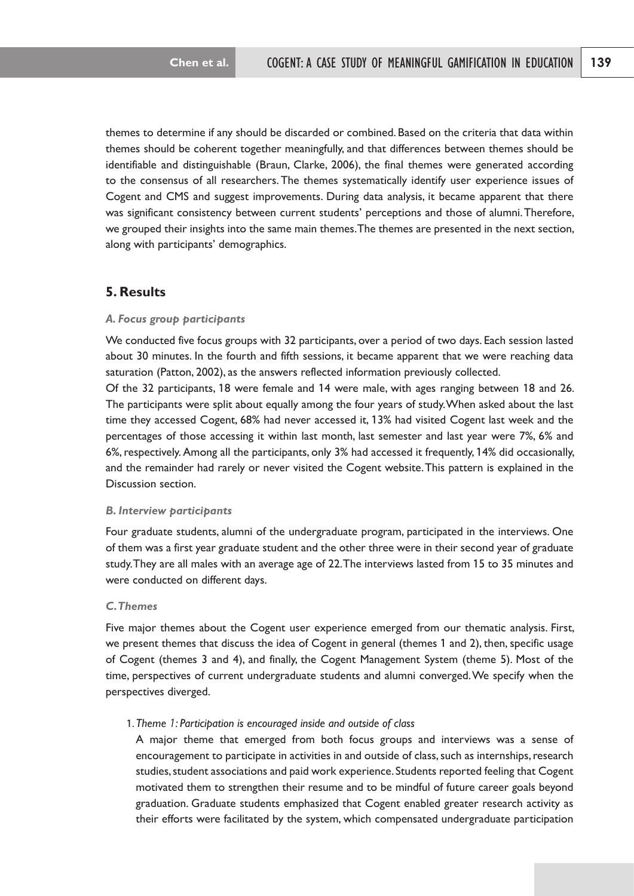themes to determine if any should be discarded or combined. Based on the criteria that data within themes should be coherent together meaningfully, and that differences between themes should be identifiable and distinguishable (Braun, Clarke, 2006), the final themes were generated according to the consensus of all researchers. The themes systematically identify user experience issues of Cogent and CMS and suggest improvements. During data analysis, it became apparent that there was significant consistency between current students' perceptions and those of alumni. Therefore, we grouped their insights into the same main themes. The themes are presented in the next section, along with participants' demographics.

## 5. Results

### *A. Focus group participants*

We conducted five focus groups with 32 participants, over a period of two days. Each session lasted about 30 minutes. In the fourth and fifth sessions, it became apparent that we were reaching data saturation (Patton, 2002), as the answers reflected information previously collected.

Of the 32 participants, 18 were female and 14 were male, with ages ranging between 18 and 26. The participants were split about equally among the four years of study. When asked about the last time they accessed Cogent, 68% had never accessed it, 13% had visited Cogent last week and the percentages of those accessing it within last month, last semester and last year were 7%, 6% and 6%, respectively. Among all the participants, only 3% had accessed it frequently, 14% did occasionally, and the remainder had rarely or never visited the Cogent website. This pattern is explained in the Discussion section.

### *B. Interview participants*

Four graduate students, alumni of the undergraduate program, participated in the interviews. One of them was a first year graduate student and the other three were in their second year of graduate study. They are all males with an average age of 22. The interviews lasted from 15 to 35 minutes and were conducted on different days.

### *C. Themes*

Five major themes about the Cogent user experience emerged from our thematic analysis. First, we present themes that discuss the idea of Cogent in general (themes 1 and 2), then, specific usage of Cogent (themes 3 and 4), and finally, the Cogent Management System (theme 5). Most of the time, perspectives of current undergraduate students and alumni converged. We specify when the perspectives diverged.

1. *Theme 1: Participation is encouraged inside and outside of class*

   A major theme that emerged from both focus groups and interviews was a sense of encouragement to participate in activities in and outside of class, such as internships, research studies, student associations and paid work experience. Students reported feeling that Cogent motivated them to strengthen their resume and to be mindful of future career goals beyond graduation. Graduate students emphasized that Cogent enabled greater research activity as their efforts were facilitated by the system, which compensated undergraduate participation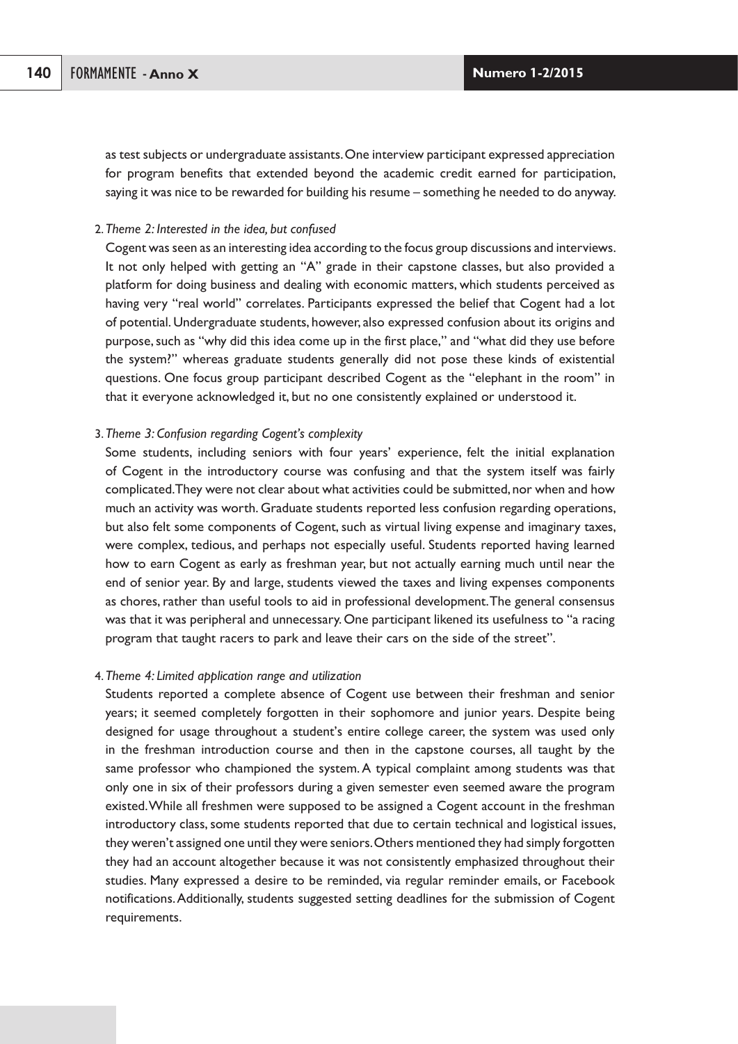as test subjects or undergraduate assistants. One interview participant expressed appreciation for program benefits that extended beyond the academic credit earned for participation, saying it was nice to be rewarded for building his resume – something he needed to do anyway.

2. *Theme 2: Interested in the idea, but confused*

Cogent was seen as an interesting idea according to the focus group discussions and interviews. It not only helped with getting an "A" grade in their capstone classes, but also provided a platform for doing business and dealing with economic matters, which students perceived as having very "real world" correlates. Participants expressed the belief that Cogent had a lot of potential. Undergraduate students, however, also expressed confusion about its origins and purpose, such as "why did this idea come up in the first place," and "what did they use before the system?" whereas graduate students generally did not pose these kinds of existential questions. One focus group participant described Cogent as the "elephant in the room" in that it everyone acknowledged it, but no one consistently explained or understood it.

3. *Theme 3: Confusion regarding Cogent's complexity*

Some students, including seniors with four years' experience, felt the initial explanation of Cogent in the introductory course was confusing and that the system itself was fairly complicated. They were not clear about what activities could be submitted, nor when and how much an activity was worth. Graduate students reported less confusion regarding operations, but also felt some components of Cogent, such as virtual living expense and imaginary taxes, were complex, tedious, and perhaps not especially useful. Students reported having learned how to earn Cogent as early as freshman year, but not actually earning much until near the end of senior year. By and large, students viewed the taxes and living expenses components as chores, rather than useful tools to aid in professional development. The general consensus was that it was peripheral and unnecessary. One participant likened its usefulness to "a racing program that taught racers to park and leave their cars on the side of the street".

4. *Theme 4: Limited application range and utilization*

Students reported a complete absence of Cogent use between their freshman and senior years; it seemed completely forgotten in their sophomore and junior years. Despite being designed for usage throughout a student's entire college career, the system was used only in the freshman introduction course and then in the capstone courses, all taught by the same professor who championed the system. A typical complaint among students was that only one in six of their professors during a given semester even seemed aware the program existed. While all freshmen were supposed to be assigned a Cogent account in the freshman introductory class, some students reported that due to certain technical and logistical issues, they weren't assigned one until they were seniors. Others mentioned they had simply forgotten they had an account altogether because it was not consistently emphasized throughout their studies. Many expressed a desire to be reminded, via regular reminder emails, or Facebook notifications. Additionally, students suggested setting deadlines for the submission of Cogent requirements.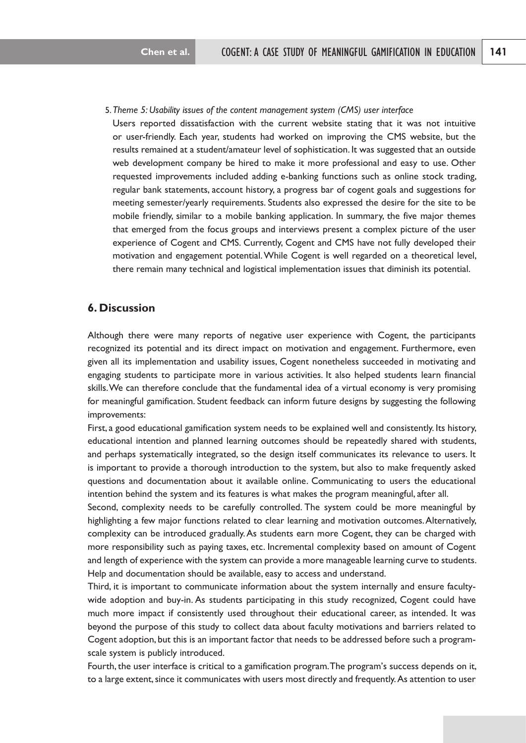5. *Theme 5: Usability issues of the content management system (CMS) user interface*

Users reported dissatisfaction with the current website stating that it was not intuitive or user-friendly. Each year, students had worked on improving the CMS website, but the results remained at a student/amateur level of sophistication. It was suggested that an outside web development company be hired to make it more professional and easy to use. Other requested improvements included adding e-banking functions such as online stock trading, regular bank statements, account history, a progress bar of cogent goals and suggestions for meeting semester/yearly requirements. Students also expressed the desire for the site to be mobile friendly, similar to a mobile banking application. In summary, the five major themes that emerged from the focus groups and interviews present a complex picture of the user experience of Cogent and CMS. Currently, Cogent and CMS have not fully developed their motivation and engagement potential. While Cogent is well regarded on a theoretical level, there remain many technical and logistical implementation issues that diminish its potential.

## 6. Discussion

Although there were many reports of negative user experience with Cogent, the participants recognized its potential and its direct impact on motivation and engagement. Furthermore, even given all its implementation and usability issues, Cogent nonetheless succeeded in motivating and engaging students to participate more in various activities. It also helped students learn financial skills. We can therefore conclude that the fundamental idea of a virtual economy is very promising for meaningful gamification. Student feedback can inform future designs by suggesting the following improvements:

First, a good educational gamification system needs to be explained well and consistently. Its history, educational intention and planned learning outcomes should be repeatedly shared with students, and perhaps systematically integrated, so the design itself communicates its relevance to users. It is important to provide a thorough introduction to the system, but also to make frequently asked questions and documentation about it available online. Communicating to users the educational intention behind the system and its features is what makes the program meaningful, after all.

Second, complexity needs to be carefully controlled. The system could be more meaningful by highlighting a few major functions related to clear learning and motivation outcomes. Alternatively, complexity can be introduced gradually. As students earn more Cogent, they can be charged with more responsibility such as paying taxes, etc. Incremental complexity based on amount of Cogent and length of experience with the system can provide a more manageable learning curve to students. Help and documentation should be available, easy to access and understand.

Third, it is important to communicate information about the system internally and ensure faculty-wide adoption and buy-in. As students participating in this study recognized, Cogent could have much more impact if consistently used throughout their educational career, as intended. It was beyond the purpose of this study to collect data about faculty motivations and barriers related to Cogent adoption, but this is an important factor that needs to be addressed before such a program-scale system is publicly introduced.

Fourth, the user interface is critical to a gamification program. The program's success depends on it, to a large extent, since it communicates with users most directly and frequently. As attention to user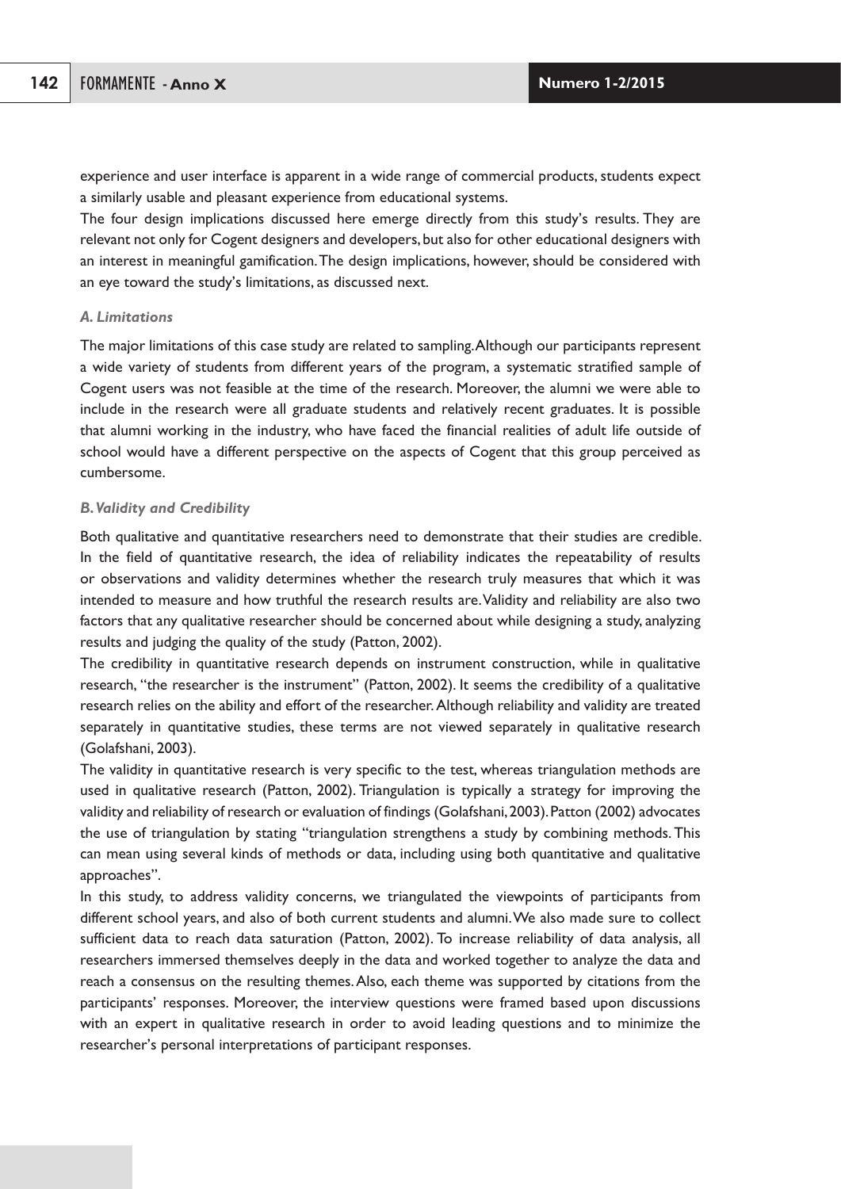experience and user interface is apparent in a wide range of commercial products, students expect a similarly usable and pleasant experience from educational systems.

The four design implications discussed here emerge directly from this study's results. They are relevant not only for Cogent designers and developers, but also for other educational designers with an interest in meaningful gamification. The design implications, however, should be considered with an eye toward the study's limitations, as discussed next.

### *A. Limitations*

The major limitations of this case study are related to sampling. Although our participants represent a wide variety of students from different years of the program, a systematic stratified sample of Cogent users was not feasible at the time of the research. Moreover, the alumni we were able to include in the research were all graduate students and relatively recent graduates. It is possible that alumni working in the industry, who have faced the financial realities of adult life outside of school would have a different perspective on the aspects of Cogent that this group perceived as cumbersome.

### *B. Validity and Credibility*

Both qualitative and quantitative researchers need to demonstrate that their studies are credible. In the field of quantitative research, the idea of reliability indicates the repeatability of results or observations and validity determines whether the research truly measures that which it was intended to measure and how truthful the research results are. Validity and reliability are also two factors that any qualitative researcher should be concerned about while designing a study, analyzing results and judging the quality of the study (Patton, 2002).

The credibility in quantitative research depends on instrument construction, while in qualitative research, "the researcher is the instrument" (Patton, 2002). It seems the credibility of a qualitative research relies on the ability and effort of the researcher. Although reliability and validity are treated separately in quantitative studies, these terms are not viewed separately in qualitative research (Golafshani, 2003).

The validity in quantitative research is very specific to the test, whereas triangulation methods are used in qualitative research (Patton, 2002). Triangulation is typically a strategy for improving the validity and reliability of research or evaluation of findings (Golafshani, 2003). Patton (2002) advocates the use of triangulation by stating "triangulation strengthens a study by combining methods. This can mean using several kinds of methods or data, including using both quantitative and qualitative approaches".

In this study, to address validity concerns, we triangulated the viewpoints of participants from different school years, and also of both current students and alumni. We also made sure to collect sufficient data to reach data saturation (Patton, 2002). To increase reliability of data analysis, all researchers immersed themselves deeply in the data and worked together to analyze the data and reach a consensus on the resulting themes. Also, each theme was supported by citations from the participants' responses. Moreover, the interview questions were framed based upon discussions with an expert in qualitative research in order to avoid leading questions and to minimize the researcher's personal interpretations of participant responses.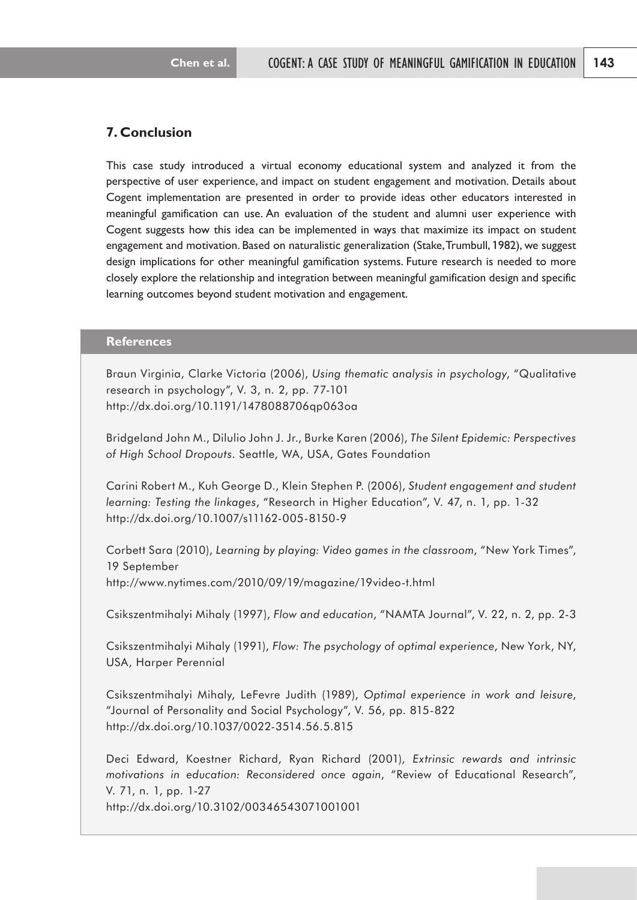## 7. Conclusion

This case study introduced a virtual economy educational system and analyzed it from the perspective of user experience, and impact on student engagement and motivation. Details about Cogent implementation are presented in order to provide ideas other educators interested in meaningful gamification can use. An evaluation of the student and alumni user experience with Cogent suggests how this idea can be implemented in ways that maximize its impact on student engagement and motivation. Based on naturalistic generalization (Stake, Trumbull, 1982), we suggest design implications for other meaningful gamification systems. Future research is needed to more closely explore the relationship and integration between meaningful gamification design and specific learning outcomes beyond student motivation and engagement.

## References

Braun Virginia, Clarke Victoria (2006), *Using thematic analysis in psychology*, "Qualitative research in psychology", V. 3, n. 2, pp. 77-101
http://dx.doi.org/10.1191/1478088706qp063oa

Bridgeland John M., Dilulio John J. Jr., Burke Karen (2006), *The Silent Epidemic: Perspectives of High School Dropouts*. Seattle, WA, USA, Gates Foundation

Carini Robert M., Kuh George D., Klein Stephen P. (2006), *Student engagement and student learning: Testing the linkages*, "Research in Higher Education", V. 47, n. 1, pp. 1-32
http://dx.doi.org/10.1007/s11162-005-8150-9

Corbett Sara (2010), *Learning by playing: Video games in the classroom*, "New York Times", 19 September
http://www.nytimes.com/2010/09/19/magazine/19video-t.html

Csikszentmihalyi Mihaly (1997), *Flow and education*, "NAMTA Journal", V. 22, n. 2, pp. 2-3

Csikszentmihalyi Mihaly (1991), *Flow: The psychology of optimal experience*, New York, NY, USA, Harper Perennial

Csikszentmihalyi Mihaly, LeFevre Judith (1989), *Optimal experience in work and leisure*, "Journal of Personality and Social Psychology", V. 56, pp. 815-822
http://dx.doi.org/10.1037/0022-3514.56.5.815

Deci Edward, Koestner Richard, Ryan Richard (2001), *Extrinsic rewards and intrinsic motivations in education: Reconsidered once again*, "Review of Educational Research", V. 71, n. 1, pp. 1-27
http://dx.doi.org/10.3102/00346543071001001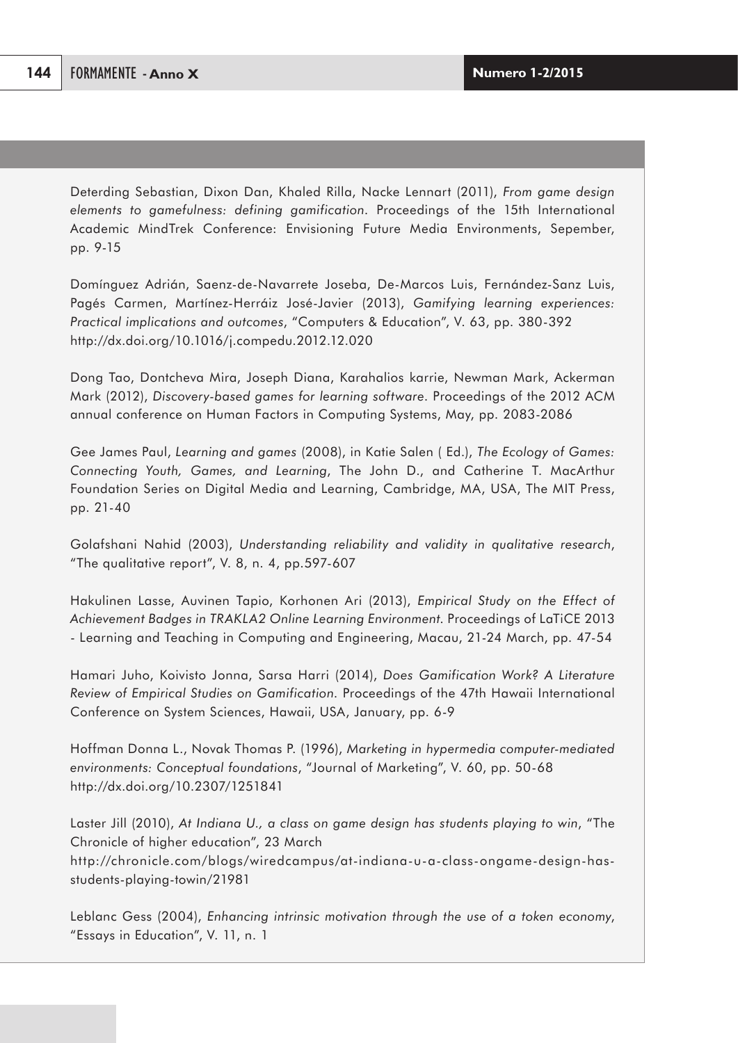Deterding Sebastian, Dixon Dan, Khaled Rilla, Nacke Lennart (2011), *From game design elements to gamefulness: defining gamification*. Proceedings of the 15th International Academic MindTrek Conference: Envisioning Future Media Environments, Sepember, pp. 9-15

Domínguez Adrián, Saenz-de-Navarrete Joseba, De-Marcos Luis, Fernández-Sanz Luis, Pagés Carmen, Martínez-Herráiz José-Javier (2013), *Gamifying learning experiences: Practical implications and outcomes*, "Computers & Education", V. 63, pp. 380-392 http://dx.doi.org/10.1016/j.compedu.2012.12.020

Dong Tao, Dontcheva Mira, Joseph Diana, Karahalios karrie, Newman Mark, Ackerman Mark (2012), *Discovery-based games for learning software*. Proceedings of the 2012 ACM annual conference on Human Factors in Computing Systems, May, pp. 2083-2086

Gee James Paul, *Learning and games* (2008), in Katie Salen ( Ed.), *The Ecology of Games: Connecting Youth, Games, and Learning*, The John D., and Catherine T. MacArthur Foundation Series on Digital Media and Learning, Cambridge, MA, USA, The MIT Press, pp. 21-40

Golafshani Nahid (2003), *Understanding reliability and validity in qualitative research*, "The qualitative report", V. 8, n. 4, pp.597-607

Hakulinen Lasse, Auvinen Tapio, Korhonen Ari (2013), *Empirical Study on the Effect of Achievement Badges in TRAKLA2 Online Learning Environment*. Proceedings of LaTiCE 2013 - Learning and Teaching in Computing and Engineering, Macau, 21-24 March, pp. 47-54

Hamari Juho, Koivisto Jonna, Sarsa Harri (2014), *Does Gamification Work? A Literature Review of Empirical Studies on Gamification*. Proceedings of the 47th Hawaii International Conference on System Sciences, Hawaii, USA, January, pp. 6-9

Hoffman Donna L., Novak Thomas P. (1996), *Marketing in hypermedia computer-mediated environments: Conceptual foundations*, "Journal of Marketing", V. 60, pp. 50-68 http://dx.doi.org/10.2307/1251841

Laster Jill (2010), *At Indiana U., a class on game design has students playing to win*, "The Chronicle of higher education", 23 March http://chronicle.com/blogs/wiredcampus/at-indiana-u-a-class-ongame-design-has-students-playing-towin/21981

Leblanc Gess (2004), *Enhancing intrinsic motivation through the use of a token economy*, "Essays in Education", V. 11, n. 1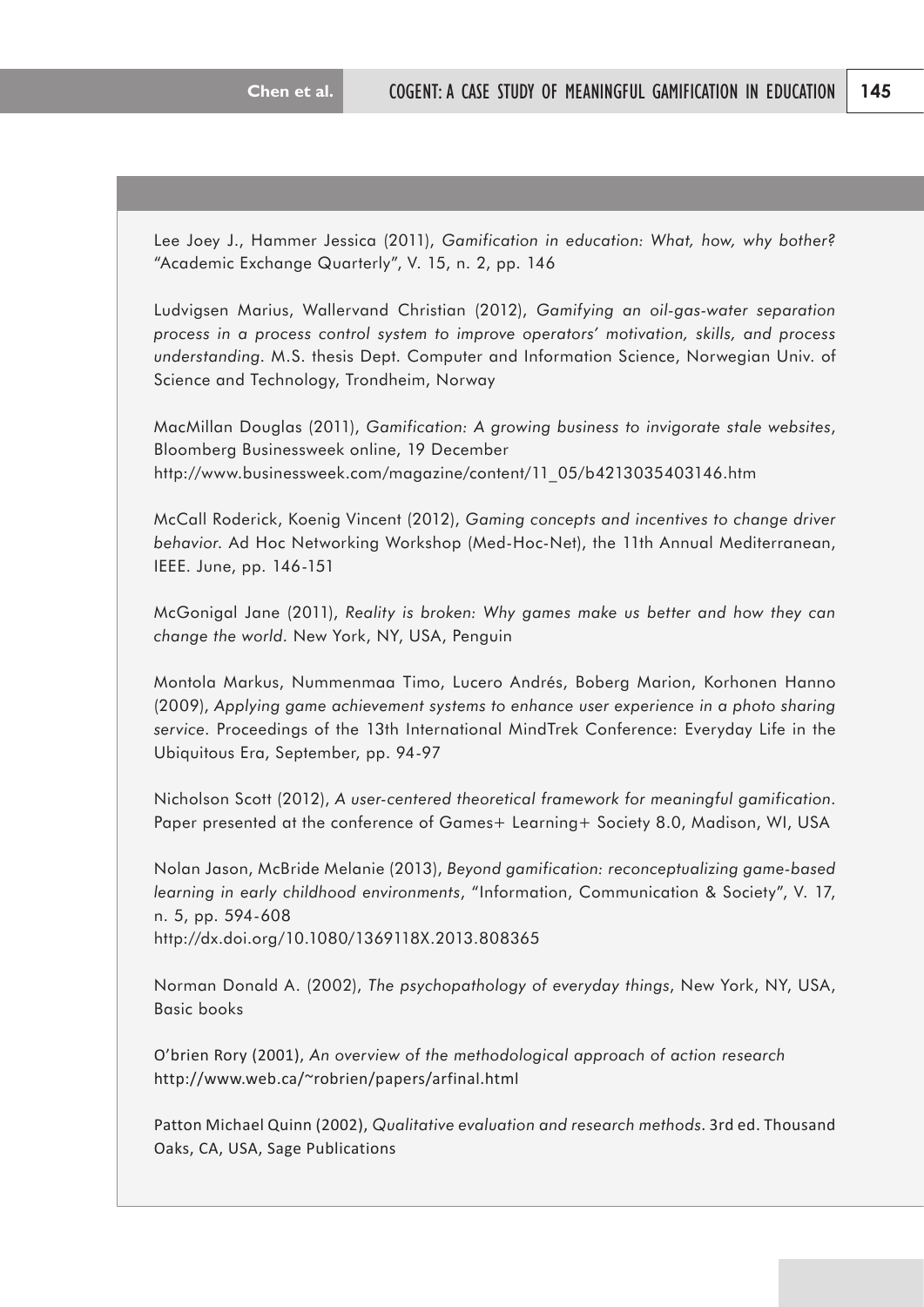Lee Joey J., Hammer Jessica (2011), *Gamification in education: What, how, why bother?* "Academic Exchange Quarterly", V. 15, n. 2, pp. 146

Ludvigsen Marius, Wallervand Christian (2012), *Gamifying an oil-gas-water separation process in a process control system to improve operators' motivation, skills, and process understanding*. M.S. thesis Dept. Computer and Information Science, Norwegian Univ. of Science and Technology, Trondheim, Norway

MacMillan Douglas (2011), *Gamification: A growing business to invigorate stale websites*, Bloomberg Businessweek online, 19 December
http://www.businessweek.com/magazine/content/11_05/b4213035403146.htm

McCall Roderick, Koenig Vincent (2012), *Gaming concepts and incentives to change driver behavior*. Ad Hoc Networking Workshop (Med-Hoc-Net), the 11th Annual Mediterranean, IEEE. June, pp. 146-151

McGonigal Jane (2011), *Reality is broken: Why games make us better and how they can change the world*. New York, NY, USA, Penguin

Montola Markus, Nummenmaa Timo, Lucero Andrés, Boberg Marion, Korhonen Hanno (2009), *Applying game achievement systems to enhance user experience in a photo sharing service*. Proceedings of the 13th International MindTrek Conference: Everyday Life in the Ubiquitous Era, September, pp. 94-97

Nicholson Scott (2012), *A user-centered theoretical framework for meaningful gamification*. Paper presented at the conference of Games+ Learning+ Society 8.0, Madison, WI, USA

Nolan Jason, McBride Melanie (2013), *Beyond gamification: reconceptualizing game-based learning in early childhood environments*, "Information, Communication & Society", V. 17, n. 5, pp. 594-608
http://dx.doi.org/10.1080/1369118X.2013.808365

Norman Donald A. (2002), *The psychopathology of everyday things*, New York, NY, USA, Basic books

O'brien Rory (2001), *An overview of the methodological approach of action research*
http://www.web.ca/~robrien/papers/arfinal.html

Patton Michael Quinn (2002), *Qualitative evaluation and research methods*. 3rd ed. Thousand Oaks, CA, USA, Sage Publications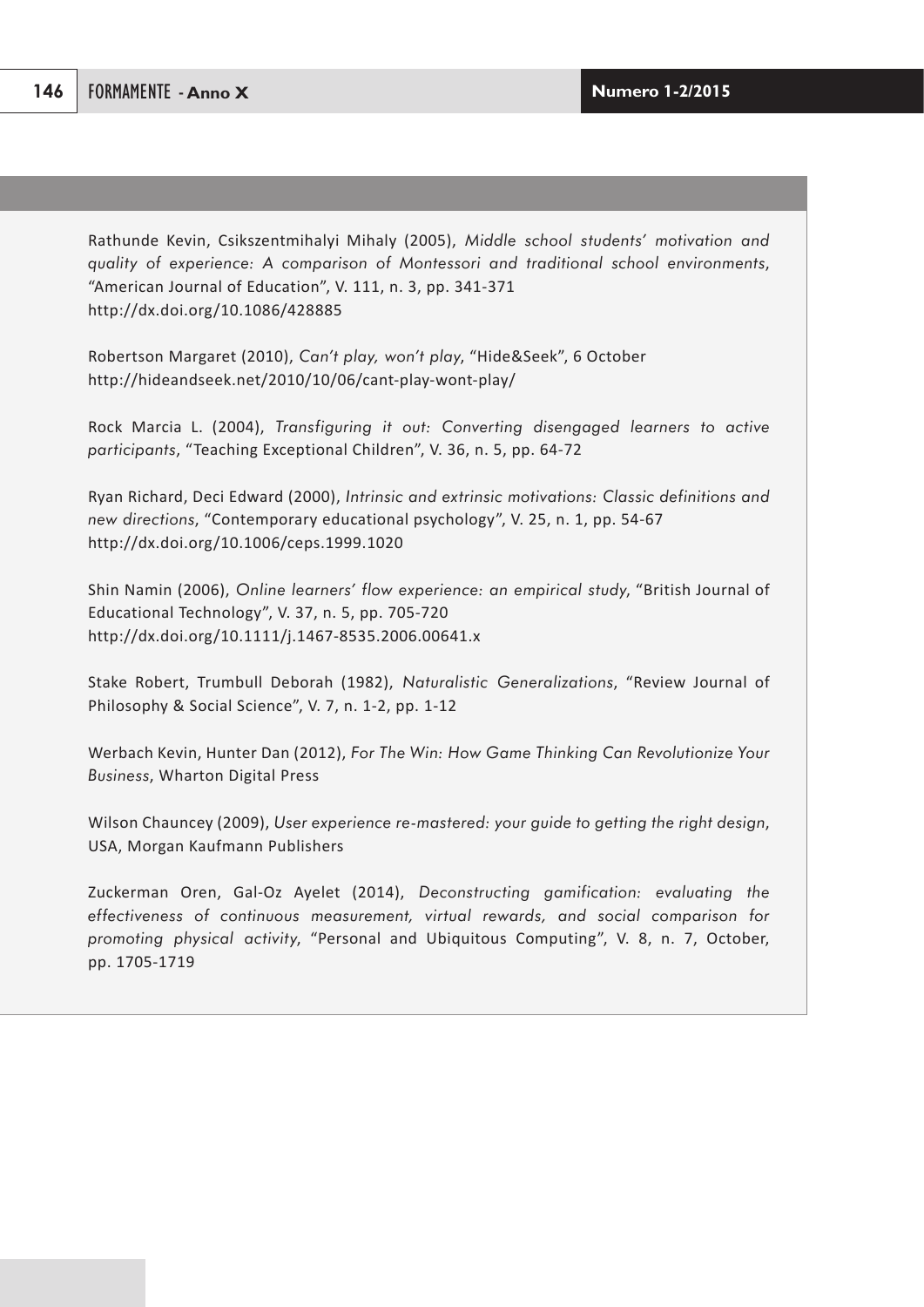Rathunde Kevin, Csikszentmihalyi Mihaly (2005), *Middle school students' motivation and quality of experience: A comparison of Montessori and traditional school environments*, "American Journal of Education", V. 111, n. 3, pp. 341-371
http://dx.doi.org/10.1086/428885

Robertson Margaret (2010), *Can't play, won't play*, "Hide&Seek", 6 October
http://hideandseek.net/2010/10/06/cant-play-wont-play/

Rock Marcia L. (2004), *Transfiguring it out: Converting disengaged learners to active participants*, "Teaching Exceptional Children", V. 36, n. 5, pp. 64-72

Ryan Richard, Deci Edward (2000), *Intrinsic and extrinsic motivations: Classic definitions and new directions*, "Contemporary educational psychology", V. 25, n. 1, pp. 54-67
http://dx.doi.org/10.1006/ceps.1999.1020

Shin Namin (2006), *Online learners' flow experience: an empirical study*, "British Journal of Educational Technology", V. 37, n. 5, pp. 705-720
http://dx.doi.org/10.1111/j.1467-8535.2006.00641.x

Stake Robert, Trumbull Deborah (1982), *Naturalistic Generalizations*, "Review Journal of Philosophy & Social Science", V. 7, n. 1-2, pp. 1-12

Werbach Kevin, Hunter Dan (2012), *For The Win: How Game Thinking Can Revolutionize Your Business*, Wharton Digital Press

Wilson Chauncey (2009), *User experience re-mastered: your guide to getting the right design*, USA, Morgan Kaufmann Publishers

Zuckerman Oren, Gal-Oz Ayelet (2014), *Deconstructing gamification: evaluating the effectiveness of continuous measurement, virtual rewards, and social comparison for promoting physical activity*, "Personal and Ubiquitous Computing", V. 8, n. 7, October, pp. 1705-1719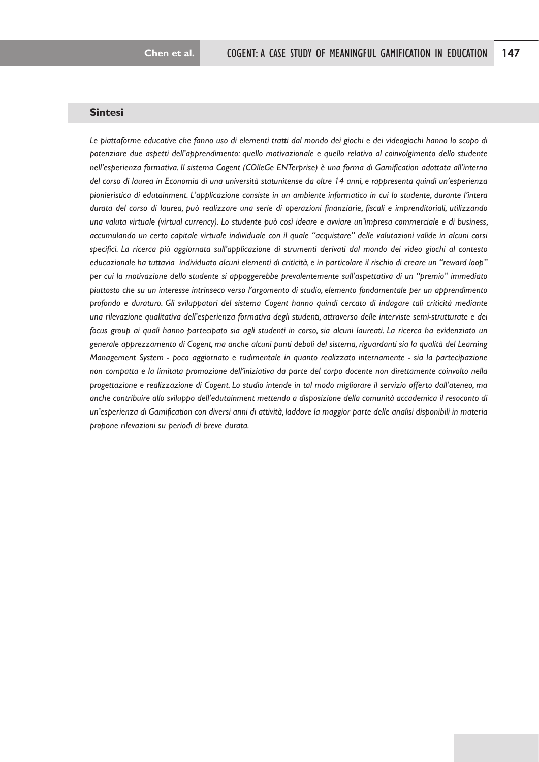## Sintesi

*Le piattaforme educative che fanno uso di elementi tratti dal mondo dei giochi e dei videogiochi hanno lo scopo di potenziare due aspetti dell'apprendimento: quello motivazionale e quello relativo al coinvolgimento dello studente nell'esperienza formativa. Il sistema Cogent (COlleGe ENTerprise) è una forma di Gamification adottata all'interno del corso di laurea in Economia di una università statunitense da oltre 14 anni, e rappresenta quindi un'esperienza pionieristica di edutainment. L'applicazione consiste in un ambiente informatico in cui lo studente, durante l'intera durata del corso di laurea, può realizzare una serie di operazioni finanziarie, fiscali e imprenditoriali, utilizzando una valuta virtuale (virtual currency). Lo studente può così ideare e avviare un'impresa commerciale e di business, accumulando un certo capitale virtuale individuale con il quale "acquistare" delle valutazioni valide in alcuni corsi specifici. La ricerca più aggiornata sull'applicazione di strumenti derivati dal mondo dei video giochi al contesto educazionale ha tuttavia individuato alcuni elementi di criticità, e in particolare il rischio di creare un "reward loop" per cui la motivazione dello studente si appoggerebbe prevalentemente sull'aspettativa di un "premio" immediato piuttosto che su un interesse intrinseco verso l'argomento di studio, elemento fondamentale per un apprendimento profondo e duraturo. Gli sviluppatori del sistema Cogent hanno quindi cercato di indagare tali criticità mediante una rilevazione qualitativa dell'esperienza formativa degli studenti, attraverso delle interviste semi-strutturate e dei focus group ai quali hanno partecipato sia agli studenti in corso, sia alcuni laureati. La ricerca ha evidenziato un generale apprezzamento di Cogent, ma anche alcuni punti deboli del sistema, riguardanti sia la qualità del Learning Management System - poco aggiornato e rudimentale in quanto realizzato internamente - sia la partecipazione non compatta e la limitata promozione dell'iniziativa da parte del corpo docente non direttamente coinvolto nella progettazione e realizzazione di Cogent. Lo studio intende in tal modo migliorare il servizio offerto dall'ateneo, ma anche contribuire allo sviluppo dell'edutainment mettendo a disposizione della comunità accademica il resoconto di un'esperienza di Gamification con diversi anni di attività, laddove la maggior parte delle analisi disponibili in materia propone rilevazioni su periodi di breve durata.*